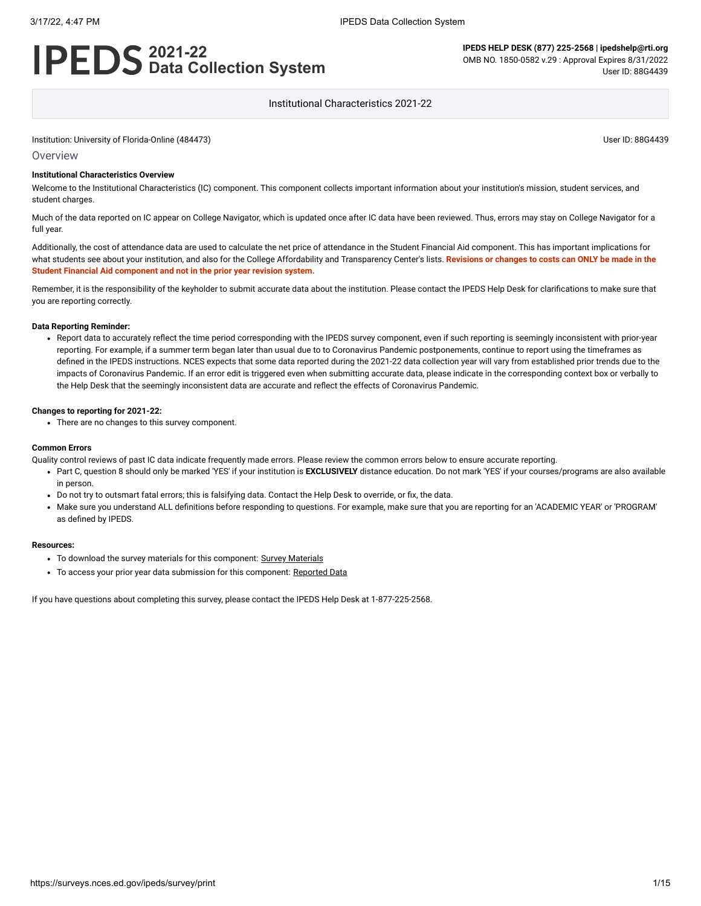# IPEDS 2021-22 Data Collection System

**IPEDS HELP DESK (877) 225-2568 | ipedshelp@rti.org**
OMB NO. 1850-0582 v.29 : Approval Expires 8/31/2022
User ID: 88G4439

Institutional Characteristics 2021-22

Institution: University of Florida-Online (484473)

User ID: 88G4439

## Overview

**Institutional Characteristics Overview**

Welcome to the Institutional Characteristics (IC) component. This component collects important information about your institution's mission, student services, and student charges.

Much of the data reported on IC appear on College Navigator, which is updated once after IC data have been reviewed. Thus, errors may stay on College Navigator for a full year.

Additionally, the cost of attendance data are used to calculate the net price of attendance in the Student Financial Aid component. This has important implications for what students see about your institution, and also for the College Affordability and Transparency Center's lists. **Revisions or changes to costs can ONLY be made in the Student Financial Aid component and not in the prior year revision system.**

Remember, it is the responsibility of the keyholder to submit accurate data about the institution. Please contact the IPEDS Help Desk for clarifications to make sure that you are reporting correctly.

**Data Reporting Reminder:**

- Report data to accurately reflect the time period corresponding with the IPEDS survey component, even if such reporting is seemingly inconsistent with prior-year reporting. For example, if a summer term began later than usual due to to Coronavirus Pandemic postponements, continue to report using the timeframes as defined in the IPEDS instructions. NCES expects that some data reported during the 2021-22 data collection year will vary from established prior trends due to the impacts of Coronavirus Pandemic. If an error edit is triggered even when submitting accurate data, please indicate in the corresponding context box or verbally to the Help Desk that the seemingly inconsistent data are accurate and reflect the effects of Coronavirus Pandemic.

**Changes to reporting for 2021-22:**

- There are no changes to this survey component.

**Common Errors**

Quality control reviews of past IC data indicate frequently made errors. Please review the common errors below to ensure accurate reporting.

- Part C, question 8 should only be marked 'YES' if your institution is **EXCLUSIVELY** distance education. Do not mark 'YES' if your courses/programs are also available in person.
- Do not try to outsmart fatal errors; this is falsifying data. Contact the Help Desk to override, or fix, the data.
- Make sure you understand ALL definitions before responding to questions. For example, make sure that you are reporting for an 'ACADEMIC YEAR' or 'PROGRAM' as defined by IPEDS.

**Resources:**

- To download the survey materials for this component: Survey Materials
- To access your prior year data submission for this component: Reported Data

If you have questions about completing this survey, please contact the IPEDS Help Desk at 1-877-225-2568.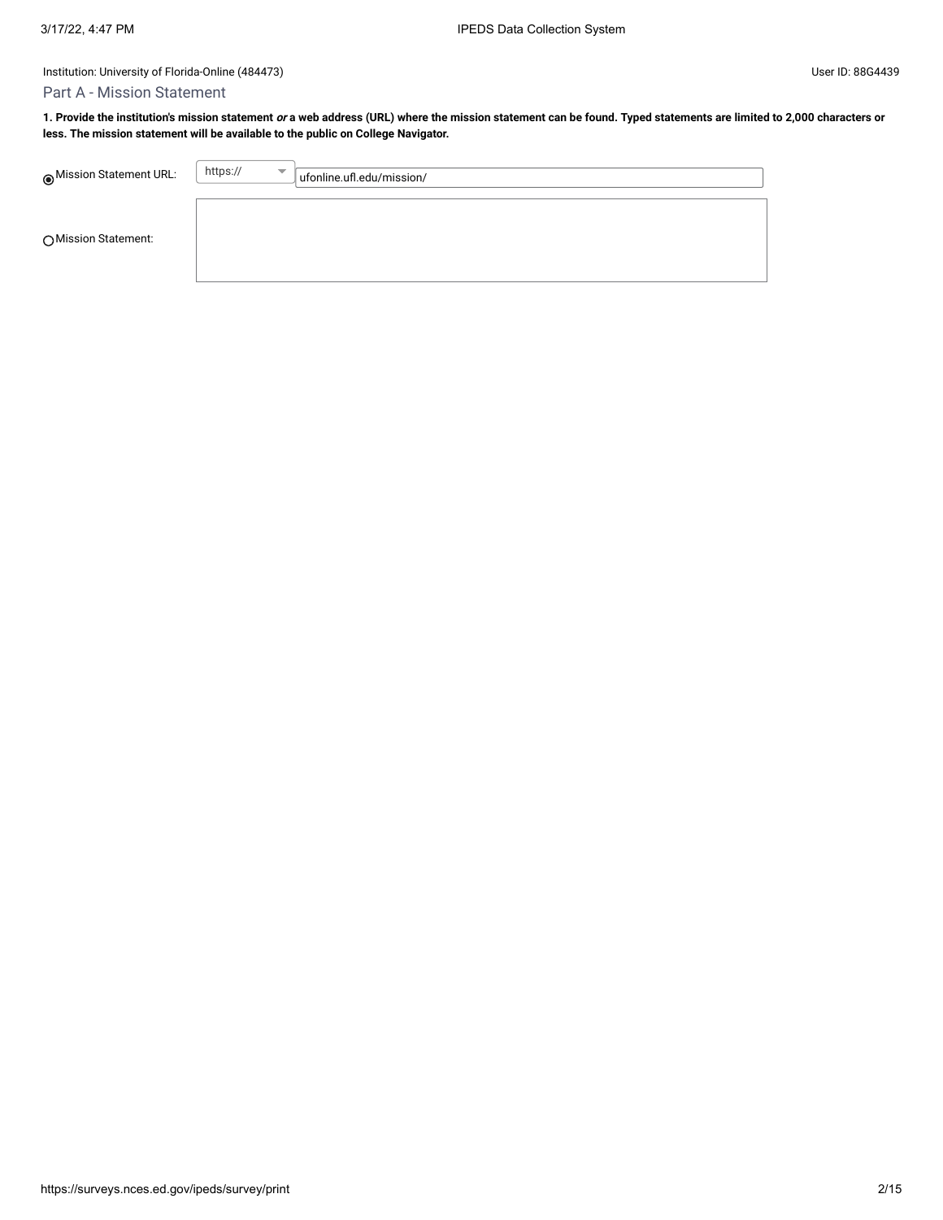Institution: University of Florida-Online (484473)

User ID: 88G4439

## Part A - Mission Statement

**1. Provide the institution's mission statement *or* a web address (URL) where the mission statement can be found. Typed statements are limited to 2,000 characters or less. The mission statement will be available to the public on College Navigator.**

◉ Mission Statement URL: https:// ufonline.ufl.edu/mission/

○ Mission Statement: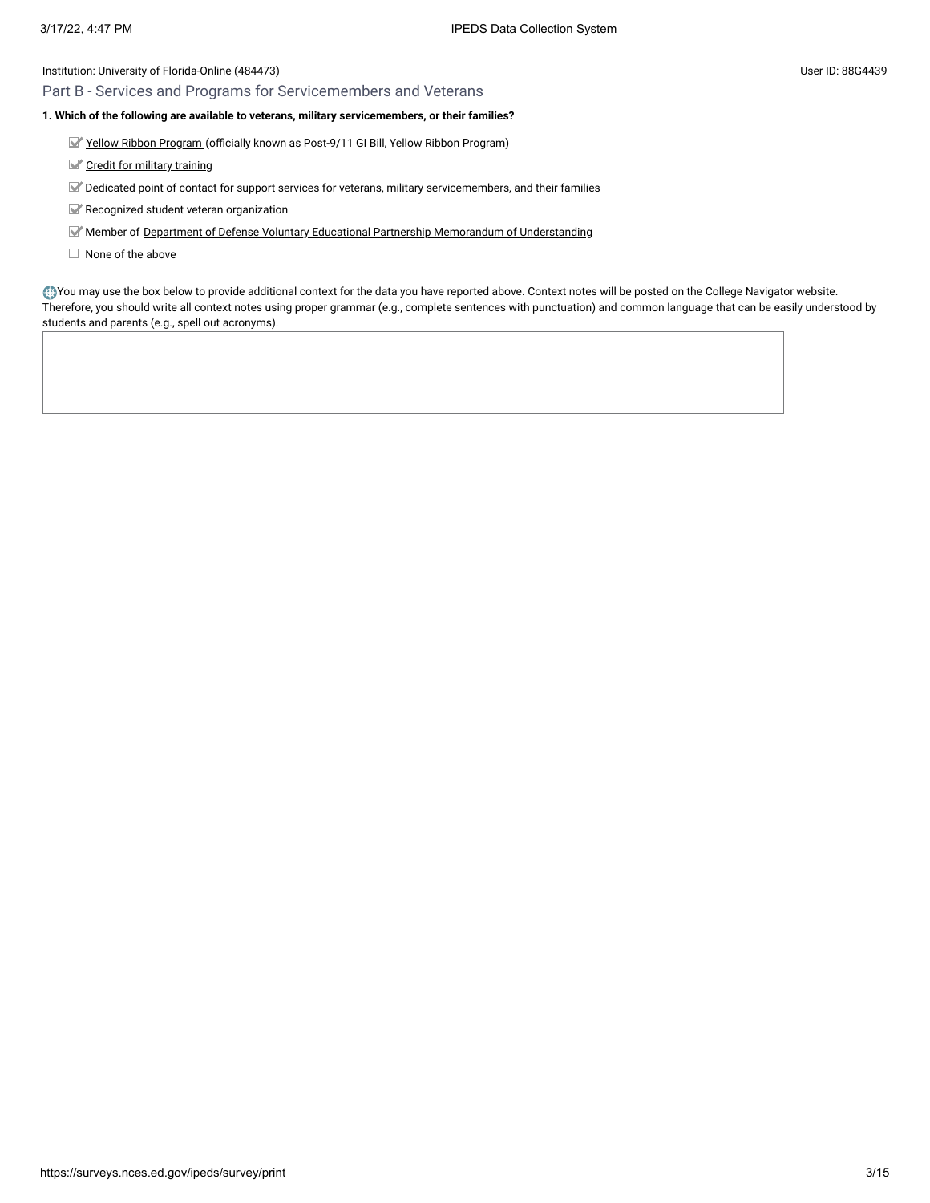Institution: University of Florida-Online (484473)

User ID: 88G4439

## Part B - Services and Programs for Servicemembers and Veterans

**1. Which of the following are available to veterans, military servicemembers, or their families?**

- [x] Yellow Ribbon Program (officially known as Post-9/11 GI Bill, Yellow Ribbon Program)
- [x] Credit for military training
- [x] Dedicated point of contact for support services for veterans, military servicemembers, and their families
- [x] Recognized student veteran organization
- [x] Member of Department of Defense Voluntary Educational Partnership Memorandum of Understanding
- [ ] None of the above

You may use the box below to provide additional context for the data you have reported above. Context notes will be posted on the College Navigator website. Therefore, you should write all context notes using proper grammar (e.g., complete sentences with punctuation) and common language that can be easily understood by students and parents (e.g., spell out acronyms).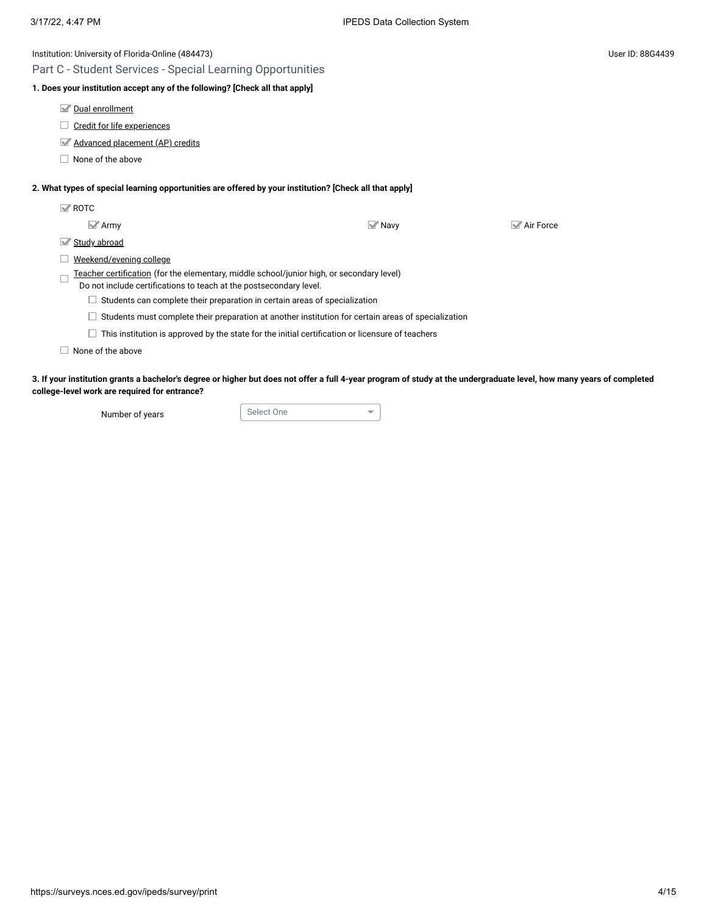Institution: University of Florida-Online (484473)

User ID: 88G4439

## Part C - Student Services - Special Learning Opportunities

**1. Does your institution accept any of the following? [Check all that apply]**

- [x] Dual enrollment
- [ ] Credit for life experiences
- [x] Advanced placement (AP) credits
- [ ] None of the above

**2. What types of special learning opportunities are offered by your institution? [Check all that apply]**

- [x] ROTC
  - [x] Army
  - [x] Navy
  - [x] Air Force
- [x] Study abroad
- [ ] Weekend/evening college
- [ ] Teacher certification (for the elementary, middle school/junior high, or secondary level)
  Do not include certifications to teach at the postsecondary level.
  - [ ] Students can complete their preparation in certain areas of specialization
  - [ ] Students must complete their preparation at another institution for certain areas of specialization
  - [ ] This institution is approved by the state for the initial certification or licensure of teachers
- [ ] None of the above

**3. If your institution grants a bachelor's degree or higher but does not offer a full 4-year program of study at the undergraduate level, how many years of completed college-level work are required for entrance?**

Number of years: Select One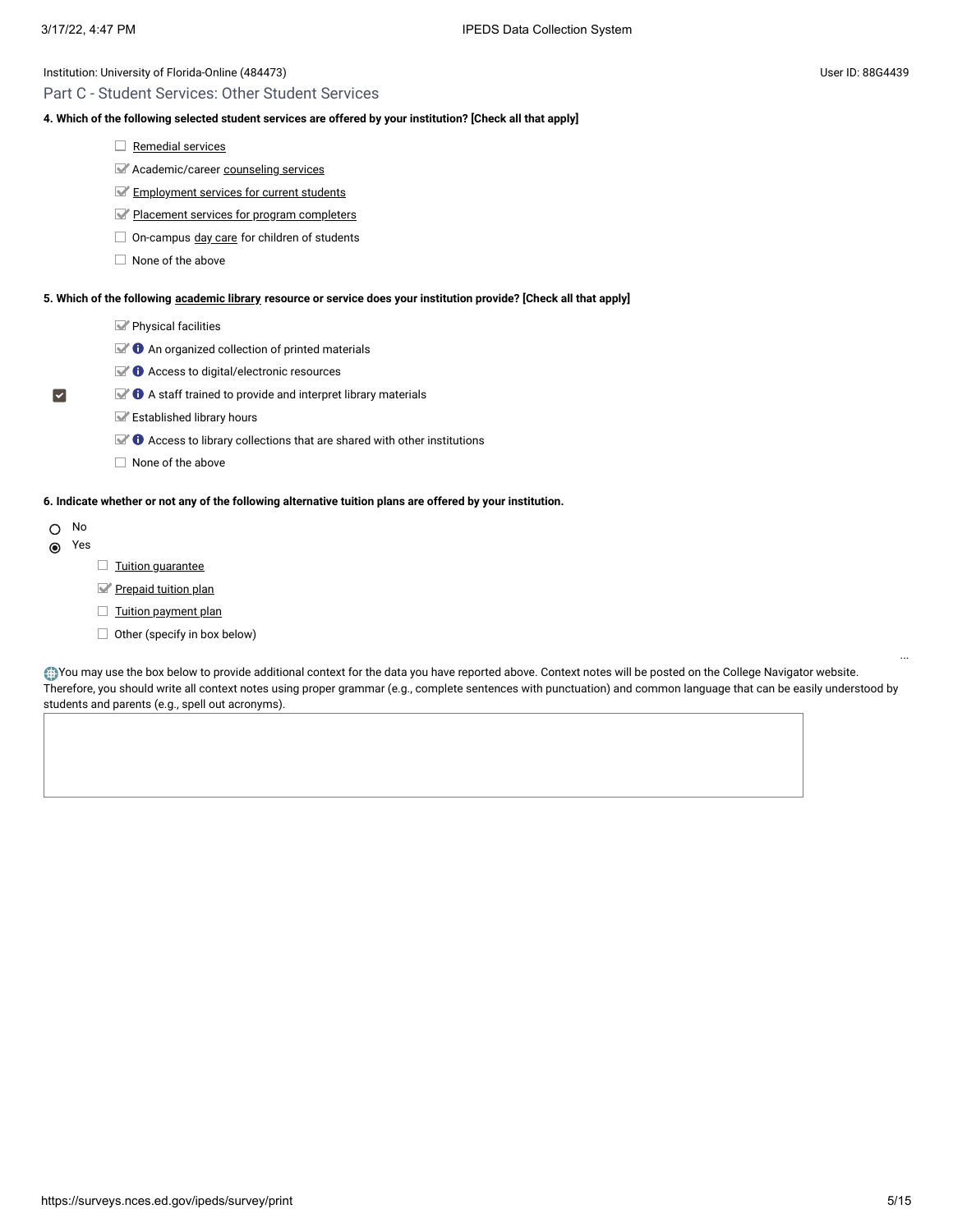Institution: University of Florida-Online (484473)

User ID: 88G4439

## Part C - Student Services: Other Student Services

**4. Which of the following selected student services are offered by your institution? [Check all that apply]**

- [ ] Remedial services
- [x] Academic/career counseling services
- [x] Employment services for current students
- [x] Placement services for program completers
- [ ] On-campus day care for children of students
- [ ] None of the above

**5. Which of the following academic library resource or service does your institution provide? [Check all that apply]**

- [x] Physical facilities
- [x] An organized collection of printed materials
- [x] Access to digital/electronic resources
- [x] A staff trained to provide and interpret library materials
- [x] Established library hours
- [x] Access to library collections that are shared with other institutions
- [ ] None of the above

**6. Indicate whether or not any of the following alternative tuition plans are offered by your institution.**

- ( ) No
- (•) Yes
  - [ ] Tuition guarantee
  - [x] Prepaid tuition plan
  - [ ] Tuition payment plan
  - [ ] Other (specify in box below)

You may use the box below to provide additional context for the data you have reported above. Context notes will be posted on the College Navigator website. Therefore, you should write all context notes using proper grammar (e.g., complete sentences with punctuation) and common language that can be easily understood by students and parents (e.g., spell out acronyms).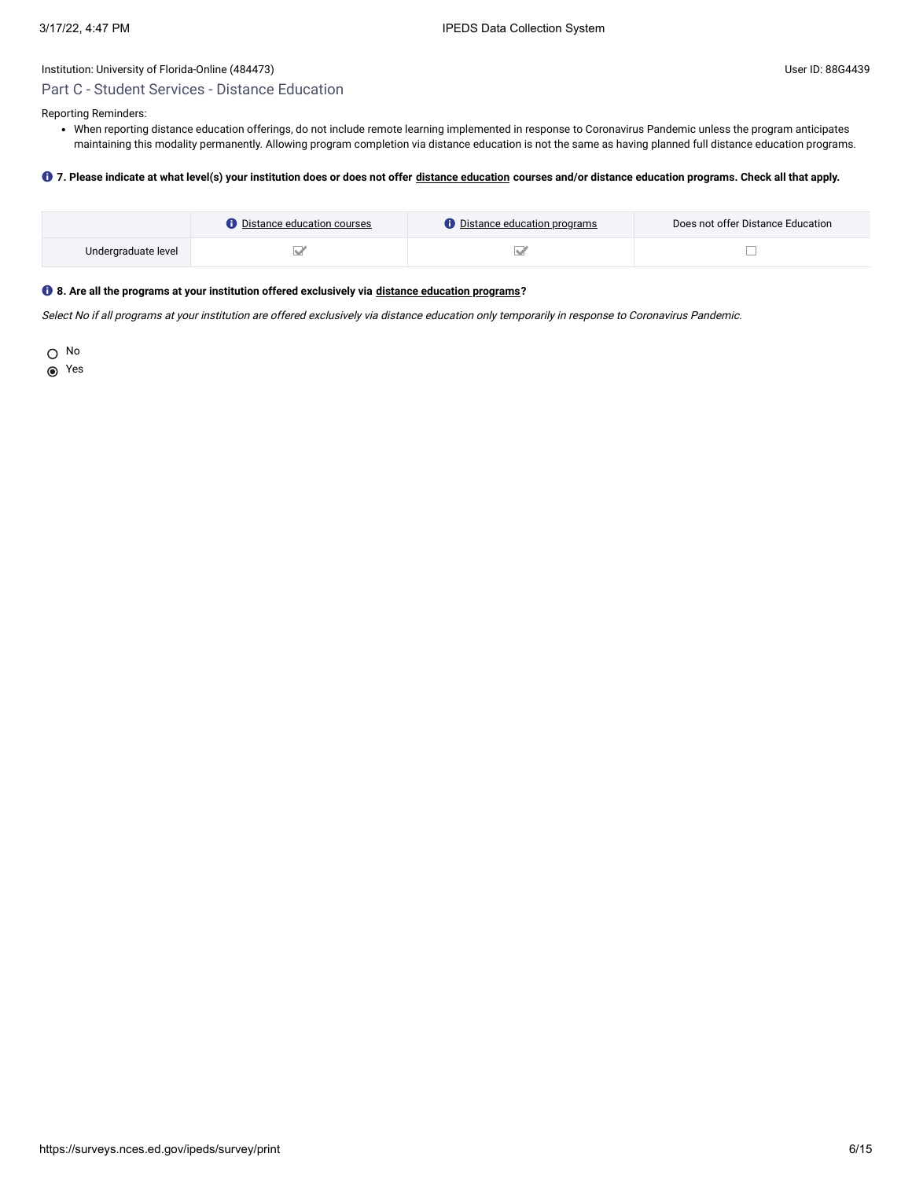Institution: University of Florida-Online (484473)

User ID: 88G4439

## Part C - Student Services - Distance Education

Reporting Reminders:

- When reporting distance education offerings, do not include remote learning implemented in response to Coronavirus Pandemic unless the program anticipates maintaining this modality permanently. Allowing program completion via distance education is not the same as having planned full distance education programs.

**7. Please indicate at what level(s) your institution does or does not offer distance education courses and/or distance education programs. Check all that apply.**

| | Distance education courses | Distance education programs | Does not offer Distance Education |
|---|---|---|---|
| Undergraduate level | ☑ | ☑ | ☐ |

**8. Are all the programs at your institution offered exclusively via distance education programs?**

*Select No if all programs at your institution are offered exclusively via distance education only temporarily in response to Coronavirus Pandemic.*

- ○ No
- ◉ Yes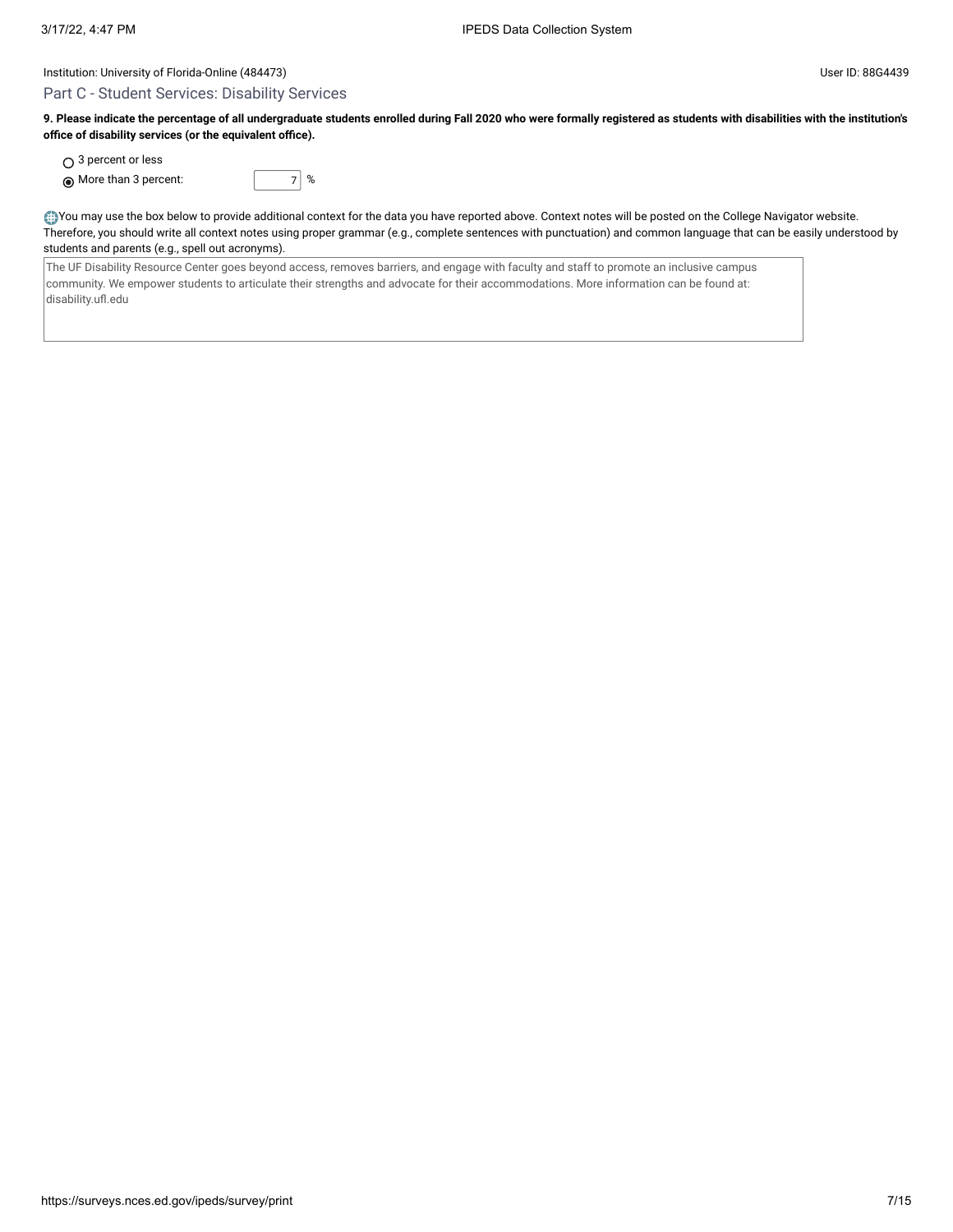Institution: University of Florida-Online (484473)

User ID: 88G4439

## Part C - Student Services: Disability Services

**9. Please indicate the percentage of all undergraduate students enrolled during Fall 2020 who were formally registered as students with disabilities with the institution's office of disability services (or the equivalent office).**

- ○ 3 percent or less
- ◉ More than 3 percent: 7 %

You may use the box below to provide additional context for the data you have reported above. Context notes will be posted on the College Navigator website. Therefore, you should write all context notes using proper grammar (e.g., complete sentences with punctuation) and common language that can be easily understood by students and parents (e.g., spell out acronyms).

> The UF Disability Resource Center goes beyond access, removes barriers, and engage with faculty and staff to promote an inclusive campus community. We empower students to articulate their strengths and advocate for their accommodations. More information can be found at: disability.ufl.edu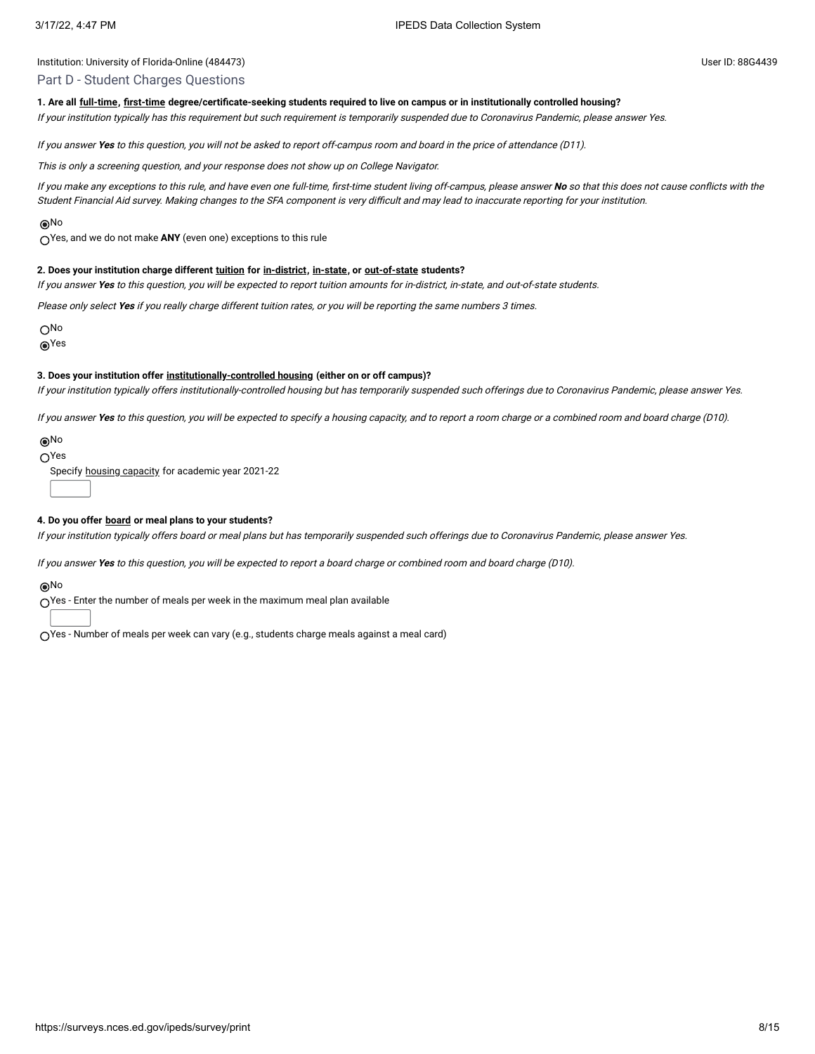Institution: University of Florida-Online (484473)

User ID: 88G4439

## Part D - Student Charges Questions

**1. Are all full-time, first-time degree/certificate-seeking students required to live on campus or in institutionally controlled housing?**

*If your institution typically has this requirement but such requirement is temporarily suspended due to Coronavirus Pandemic, please answer Yes.*

*If you answer **Yes** to this question, you will not be asked to report off-campus room and board in the price of attendance (D11).*

*This is only a screening question, and your response does not show up on College Navigator.*

*If you make any exceptions to this rule, and have even one full-time, first-time student living off-campus, please answer **No** so that this does not cause conflicts with the Student Financial Aid survey. Making changes to the SFA component is very difficult and may lead to inaccurate reporting for your institution.*

- (●) No
- ( ) Yes, and we do not make **ANY** (even one) exceptions to this rule

**2. Does your institution charge different tuition for in-district, in-state, or out-of-state students?**

*If you answer **Yes** to this question, you will be expected to report tuition amounts for in-district, in-state, and out-of-state students.*

*Please only select **Yes** if you really charge different tuition rates, or you will be reporting the same numbers 3 times.*

- ( ) No
- (●) Yes

**3. Does your institution offer institutionally-controlled housing (either on or off campus)?**

*If your institution typically offers institutionally-controlled housing but has temporarily suspended such offerings due to Coronavirus Pandemic, please answer Yes.*

*If you answer **Yes** to this question, you will be expected to specify a housing capacity, and to report a room charge or a combined room and board charge (D10).*

- (●) No
- ( ) Yes

  Specify housing capacity for academic year 2021-22

**4. Do you offer board or meal plans to your students?**

*If your institution typically offers board or meal plans but has temporarily suspended such offerings due to Coronavirus Pandemic, please answer Yes.*

*If you answer **Yes** to this question, you will be expected to report a board charge or combined room and board charge (D10).*

- (●) No
- ( ) Yes - Enter the number of meals per week in the maximum meal plan available
- ( ) Yes - Number of meals per week can vary (e.g., students charge meals against a meal card)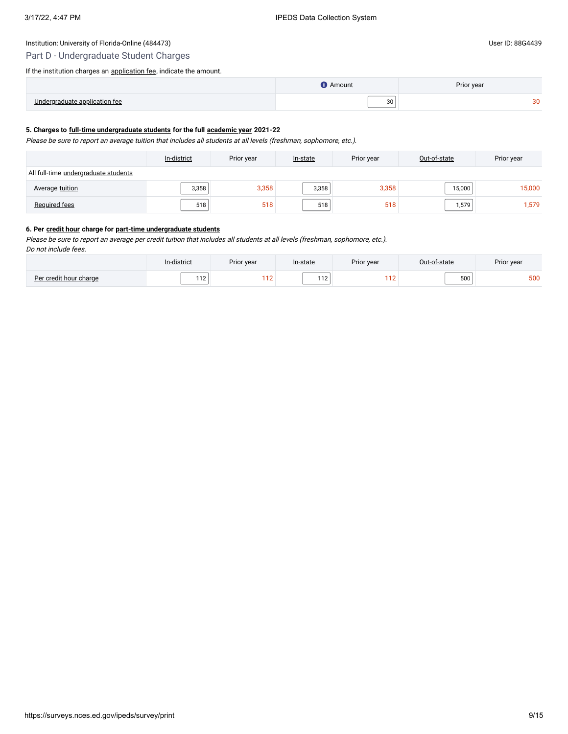Institution: University of Florida-Online (484473)

User ID: 88G4439

## Part D - Undergraduate Student Charges

If the institution charges an application fee, indicate the amount.

| | Amount | Prior year |
|---|---|---|
| Undergraduate application fee | 30 | 30 |

**5. Charges to full-time undergraduate students for the full academic year 2021-22**

*Please be sure to report an average tuition that includes all students at all levels (freshman, sophomore, etc.).*

| | In-district | Prior year | In-state | Prior year | Out-of-state | Prior year |
|---|---|---|---|---|---|---|
| All full-time undergraduate students | | | | | | |
| Average tuition | 3,358 | 3,358 | 3,358 | 3,358 | 15,000 | 15,000 |
| Required fees | 518 | 518 | 518 | 518 | 1,579 | 1,579 |

**6. Per credit hour charge for part-time undergraduate students**

*Please be sure to report an average per credit tuition that includes all students at all levels (freshman, sophomore, etc.).*
*Do not include fees.*

| | In-district | Prior year | In-state | Prior year | Out-of-state | Prior year |
|---|---|---|---|---|---|---|
| Per credit hour charge | 112 | 112 | 112 | 112 | 500 | 500 |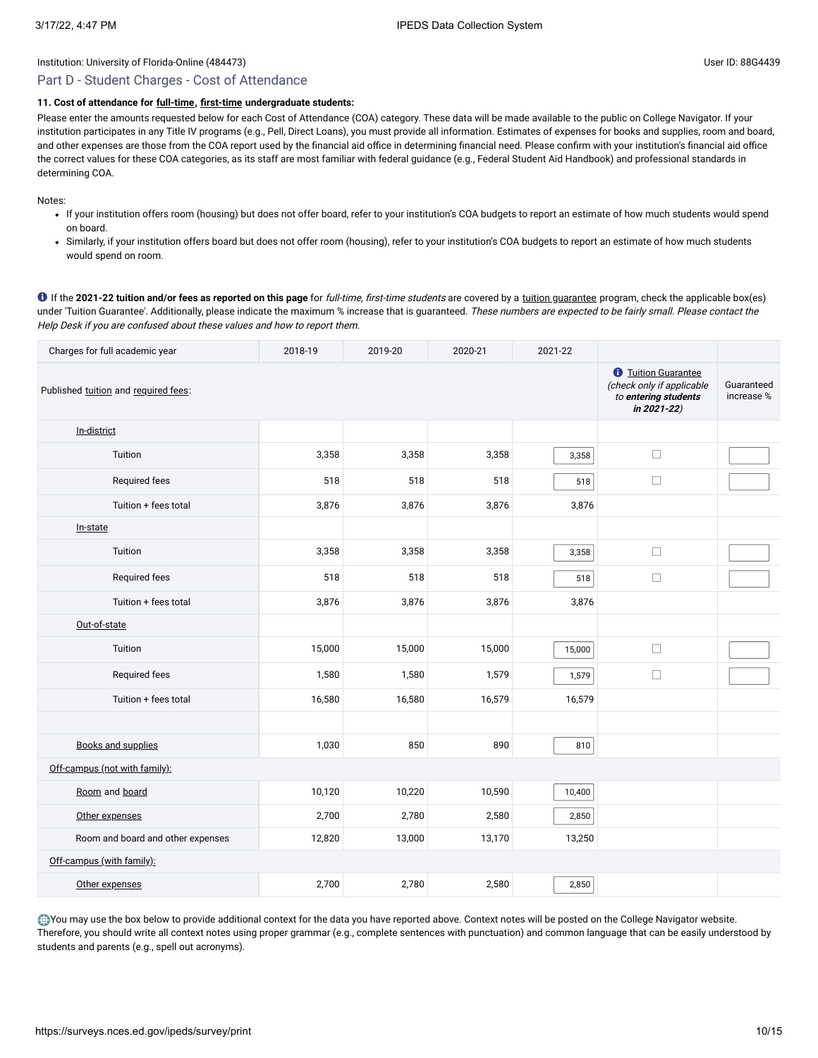Institution: University of Florida-Online (484473)

User ID: 88G4439

## Part D - Student Charges - Cost of Attendance

**11. Cost of attendance for full-time, first-time undergraduate students:**

Please enter the amounts requested below for each Cost of Attendance (COA) category. These data will be made available to the public on College Navigator. If your institution participates in any Title IV programs (e.g., Pell, Direct Loans), you must provide all information. Estimates of expenses for books and supplies, room and board, and other expenses are those from the COA report used by the financial aid office in determining financial need. Please confirm with your institution's financial aid office the correct values for these COA categories, as its staff are most familiar with federal guidance (e.g., Federal Student Aid Handbook) and professional standards in determining COA.

Notes:

- If your institution offers room (housing) but does not offer board, refer to your institution's COA budgets to report an estimate of how much students would spend on board.
- Similarly, if your institution offers board but does not offer room (housing), refer to your institution's COA budgets to report an estimate of how much students would spend on room.

If the **2021-22 tuition and/or fees as reported on this page** for *full-time, first-time students* are covered by a tuition guarantee program, check the applicable box(es) under 'Tuition Guarantee'. Additionally, please indicate the maximum % increase that is guaranteed. *These numbers are expected to be fairly small. Please contact the Help Desk if you are confused about these values and how to report them.*

| Charges for full academic year | 2018-19 | 2019-20 | 2020-21 | 2021-22 | | |
|---|---|---|---|---|---|---|
| Published tuition and required fees: | | | | | Tuition Guarantee *(check only if applicable to **entering students in 2021-22**)* | Guaranteed increase % |
| In-district | | | | | | |
| Tuition | 3,358 | 3,358 | 3,358 | 3,358 | ☐ | |
| Required fees | 518 | 518 | 518 | 518 | ☐ | |
| Tuition + fees total | 3,876 | 3,876 | 3,876 | 3,876 | | |
| In-state | | | | | | |
| Tuition | 3,358 | 3,358 | 3,358 | 3,358 | ☐ | |
| Required fees | 518 | 518 | 518 | 518 | ☐ | |
| Tuition + fees total | 3,876 | 3,876 | 3,876 | 3,876 | | |
| Out-of-state | | | | | | |
| Tuition | 15,000 | 15,000 | 15,000 | 15,000 | ☐ | |
| Required fees | 1,580 | 1,580 | 1,579 | 1,579 | ☐ | |
| Tuition + fees total | 16,580 | 16,580 | 16,579 | 16,579 | | |
| | | | | | | |
| Books and supplies | 1,030 | 850 | 890 | 810 | | |
| Off-campus (not with family): | | | | | | |
| Room and board | 10,120 | 10,220 | 10,590 | 10,400 | | |
| Other expenses | 2,700 | 2,780 | 2,580 | 2,850 | | |
| Room and board and other expenses | 12,820 | 13,000 | 13,170 | 13,250 | | |
| Off-campus (with family): | | | | | | |
| Other expenses | 2,700 | 2,780 | 2,580 | 2,850 | | |

You may use the box below to provide additional context for the data you have reported above. Context notes will be posted on the College Navigator website. Therefore, you should write all context notes using proper grammar (e.g., complete sentences with punctuation) and common language that can be easily understood by students and parents (e.g., spell out acronyms).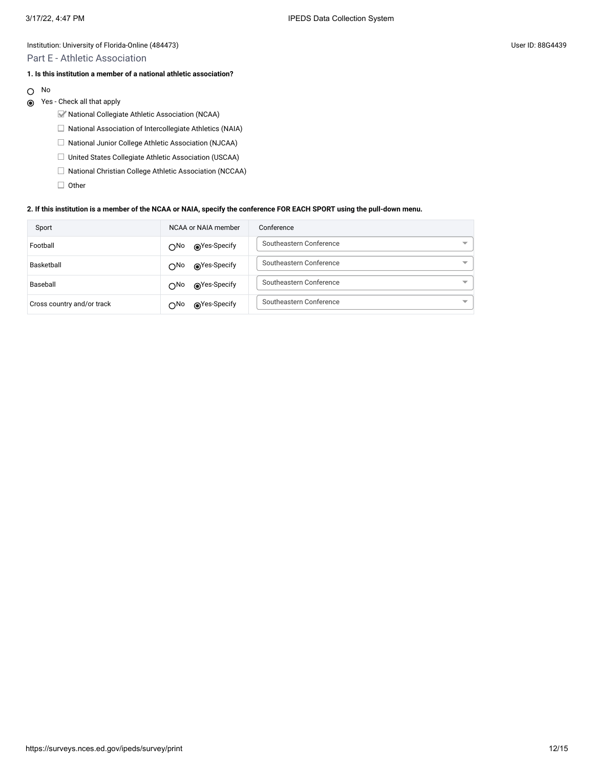Institution: University of Florida-Online (484473)

User ID: 88G4439

## Part E - Athletic Association

**1. Is this institution a member of a national athletic association?**

- ○ No
- ◉ Yes - Check all that apply
  - ☑ National Collegiate Athletic Association (NCAA)
  - ☐ National Association of Intercollegiate Athletics (NAIA)
  - ☐ National Junior College Athletic Association (NJCAA)
  - ☐ United States Collegiate Athletic Association (USCAA)
  - ☐ National Christian College Athletic Association (NCCAA)
  - ☐ Other

**2. If this institution is a member of the NCAA or NAIA, specify the conference FOR EACH SPORT using the pull-down menu.**

| Sport | NCAA or NAIA member | Conference |
| --- | --- | --- |
| Football | ○No ◉Yes-Specify | Southeastern Conference |
| Basketball | ○No ◉Yes-Specify | Southeastern Conference |
| Baseball | ○No ◉Yes-Specify | Southeastern Conference |
| Cross country and/or track | ○No ◉Yes-Specify | Southeastern Conference |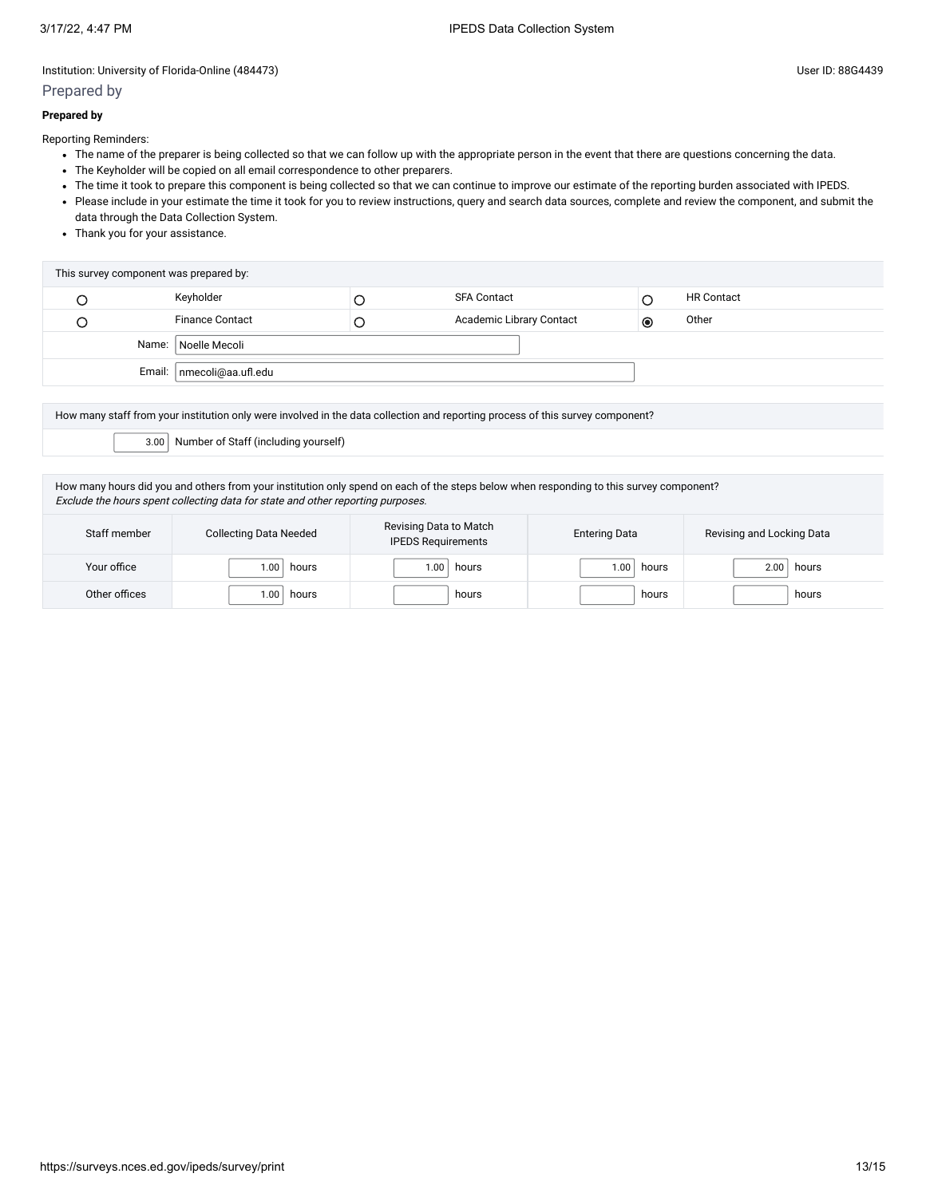Institution: University of Florida-Online (484473)

User ID: 88G4439

## Prepared by

**Prepared by**

Reporting Reminders:

- The name of the preparer is being collected so that we can follow up with the appropriate person in the event that there are questions concerning the data.
- The Keyholder will be copied on all email correspondence to other preparers.
- The time it took to prepare this component is being collected so that we can continue to improve our estimate of the reporting burden associated with IPEDS.
- Please include in your estimate the time it took for you to review instructions, query and search data sources, complete and review the component, and submit the data through the Data Collection System.
- Thank you for your assistance.

| This survey component was prepared by: | | | | | |
|---|---|---|---|---|---|
| ○ | Keyholder | ○ | SFA Contact | ○ | HR Contact |
| ○ | Finance Contact | ○ | Academic Library Contact | ◉ | Other |
| Name: | Noelle Mecoli | | | | |
| Email: | nmecoli@aa.ufl.edu | | | | |

How many staff from your institution only were involved in the data collection and reporting process of this survey component?

3.00 Number of Staff (including yourself)

How many hours did you and others from your institution only spend on each of the steps below when responding to this survey component?
*Exclude the hours spent collecting data for state and other reporting purposes.*

| Staff member | Collecting Data Needed | Revising Data to Match IPEDS Requirements | Entering Data | Revising and Locking Data |
|---|---|---|---|---|
| Your office | 1.00 hours | 1.00 hours | 1.00 hours | 2.00 hours |
| Other offices | 1.00 hours | hours | hours | hours |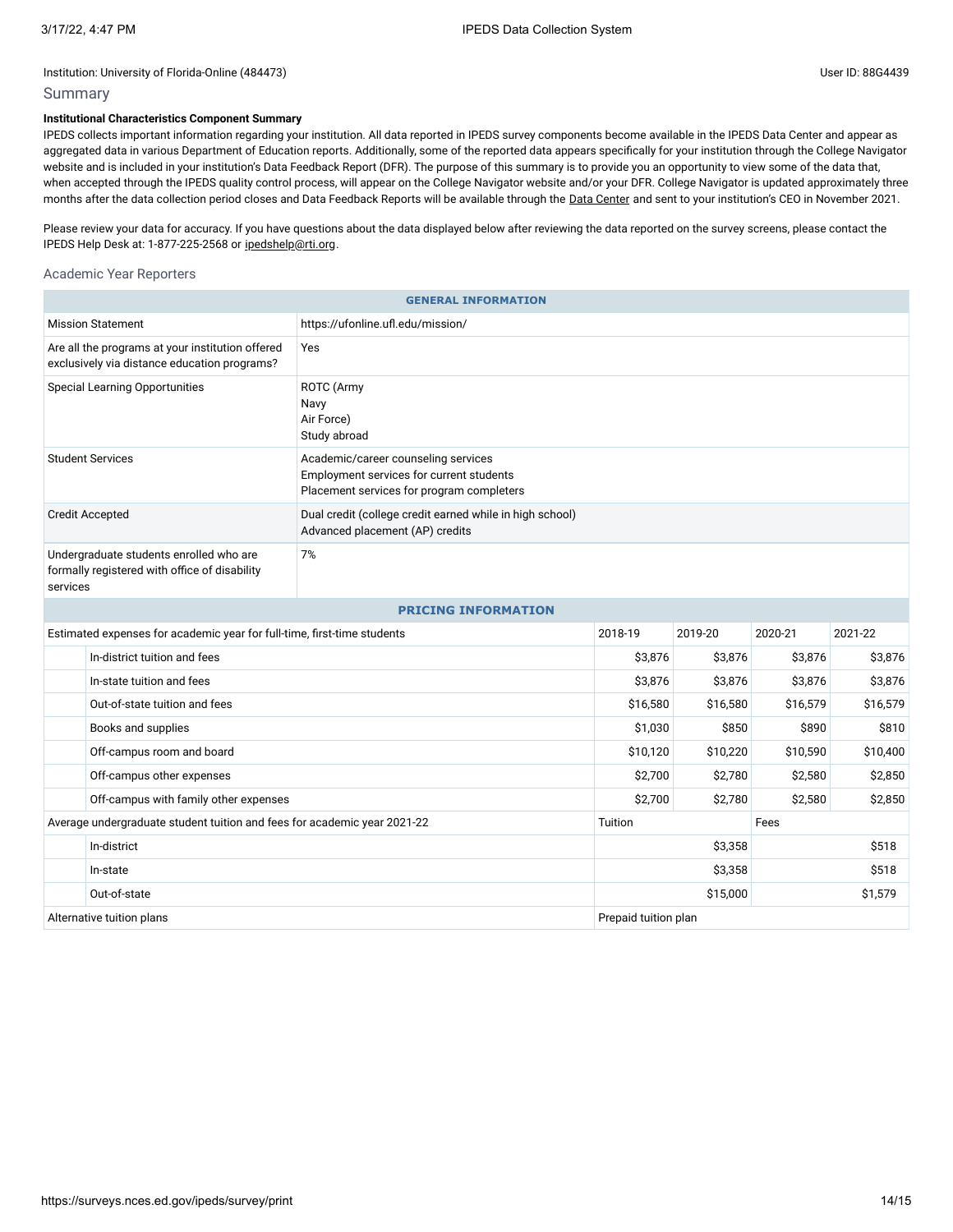Institution: University of Florida-Online (484473)

User ID: 88G4439

## Summary

**Institutional Characteristics Component Summary**

IPEDS collects important information regarding your institution. All data reported in IPEDS survey components become available in the IPEDS Data Center and appear as aggregated data in various Department of Education reports. Additionally, some of the reported data appears specifically for your institution through the College Navigator website and is included in your institution's Data Feedback Report (DFR). The purpose of this summary is to provide you an opportunity to view some of the data that, when accepted through the IPEDS quality control process, will appear on the College Navigator website and/or your DFR. College Navigator is updated approximately three months after the data collection period closes and Data Feedback Reports will be available through the Data Center and sent to your institution's CEO in November 2021.

Please review your data for accuracy. If you have questions about the data displayed below after reviewing the data reported on the survey screens, please contact the IPEDS Help Desk at: 1-877-225-2568 or ipedshelp@rti.org.

### Academic Year Reporters

| GENERAL INFORMATION | |
|---|---|
| Mission Statement | https://ufonline.ufl.edu/mission/ |
| Are all the programs at your institution offered exclusively via distance education programs? | Yes |
| Special Learning Opportunities | ROTC (Army<br>Navy<br>Air Force)<br>Study abroad |
| Student Services | Academic/career counseling services<br>Employment services for current students<br>Placement services for program completers |
| Credit Accepted | Dual credit (college credit earned while in high school)<br>Advanced placement (AP) credits |
| Undergraduate students enrolled who are formally registered with office of disability services | 7% |

| PRICING INFORMATION | 2018-19 | 2019-20 | 2020-21 | 2021-22 |
|---|---|---|---|---|
| Estimated expenses for academic year for full-time, first-time students | 2018-19 | 2019-20 | 2020-21 | 2021-22 |
| In-district tuition and fees | $3,876 | $3,876 | $3,876 | $3,876 |
| In-state tuition and fees | $3,876 | $3,876 | $3,876 | $3,876 |
| Out-of-state tuition and fees | $16,580 | $16,580 | $16,579 | $16,579 |
| Books and supplies | $1,030 | $850 | $890 | $810 |
| Off-campus room and board | $10,120 | $10,220 | $10,590 | $10,400 |
| Off-campus other expenses | $2,700 | $2,780 | $2,580 | $2,850 |
| Off-campus with family other expenses | $2,700 | $2,780 | $2,580 | $2,850 |

| Average undergraduate student tuition and fees for academic year 2021-22 | Tuition | Fees |
|---|---|---|
| In-district | $3,358 | $518 |
| In-state | $3,358 | $518 |
| Out-of-state | $15,000 | $1,579 |
| Alternative tuition plans | Prepaid tuition plan | |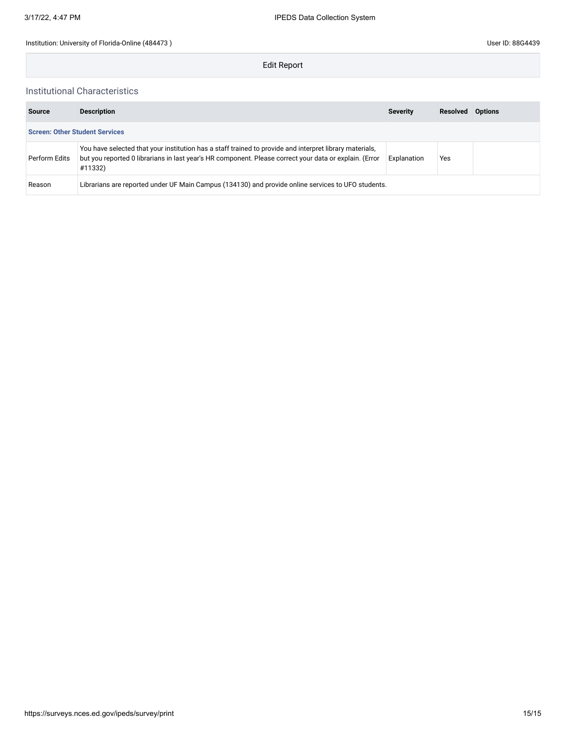Institution: University of Florida-Online (484473 )

User ID: 88G4439

Edit Report

## Institutional Characteristics

| Source | Description | Severity | Resolved | Options |
|---|---|---|---|---|
| **Screen: Other Student Services** | | | | |
| Perform Edits | You have selected that your institution has a staff trained to provide and interpret library materials, but you reported 0 librarians in last year's HR component. Please correct your data or explain. (Error #11332) | Explanation | Yes | |
| Reason | Librarians are reported under UF Main Campus (134130) and provide online services to UFO students. | | | |